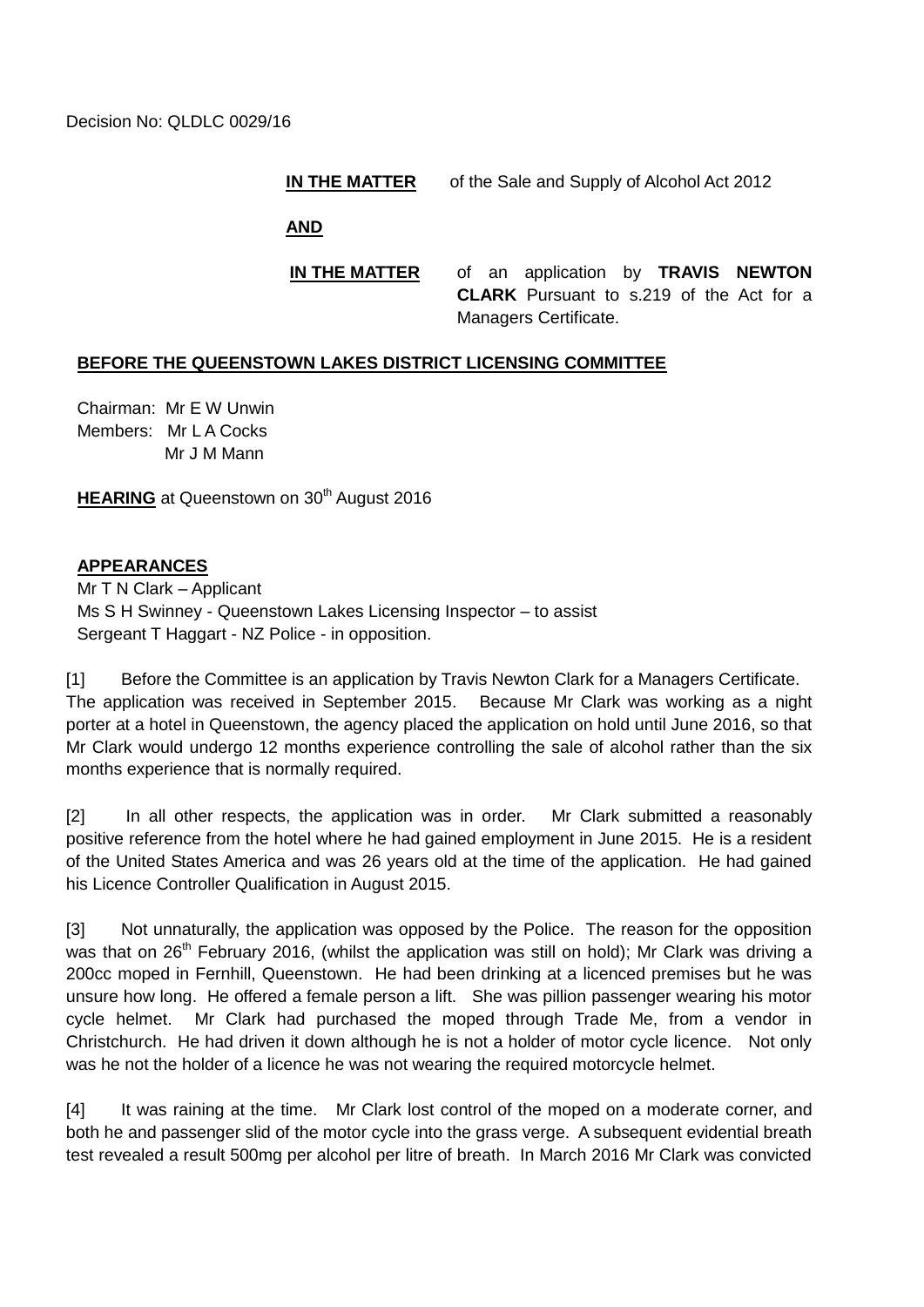Decision No: QLDLC 0029/16

**IN THE MATTER** of the Sale and Supply of Alcohol Act 2012

**AND**

**IN THE MATTER** of an application by **TRAVIS NEWTON CLARK** Pursuant to s.219 of the Act for a Managers Certificate.

**BEFORE THE QUEENSTOWN LAKES DISTRICT LICENSING COMMITTEE**

Chairman: Mr E W Unwin
Members: Mr L A Cocks
Mr J M Mann

**HEARING** at Queenstown on 30th August 2016

**APPEARANCES**
Mr T N Clark – Applicant
Ms S H Swinney - Queenstown Lakes Licensing Inspector – to assist
Sergeant T Haggart - NZ Police - in opposition.

[1] Before the Committee is an application by Travis Newton Clark for a Managers Certificate. The application was received in September 2015. Because Mr Clark was working as a night porter at a hotel in Queenstown, the agency placed the application on hold until June 2016, so that Mr Clark would undergo 12 months experience controlling the sale of alcohol rather than the six months experience that is normally required.

[2] In all other respects, the application was in order. Mr Clark submitted a reasonably positive reference from the hotel where he had gained employment in June 2015. He is a resident of the United States America and was 26 years old at the time of the application. He had gained his Licence Controller Qualification in August 2015.

[3] Not unnaturally, the application was opposed by the Police. The reason for the opposition was that on 26th February 2016, (whilst the application was still on hold); Mr Clark was driving a 200cc moped in Fernhill, Queenstown. He had been drinking at a licenced premises but he was unsure how long. He offered a female person a lift. She was pillion passenger wearing his motor cycle helmet. Mr Clark had purchased the moped through Trade Me, from a vendor in Christchurch. He had driven it down although he is not a holder of motor cycle licence. Not only was he not the holder of a licence he was not wearing the required motorcycle helmet.

[4] It was raining at the time. Mr Clark lost control of the moped on a moderate corner, and both he and passenger slid of the motor cycle into the grass verge. A subsequent evidential breath test revealed a result 500mg per alcohol per litre of breath. In March 2016 Mr Clark was convicted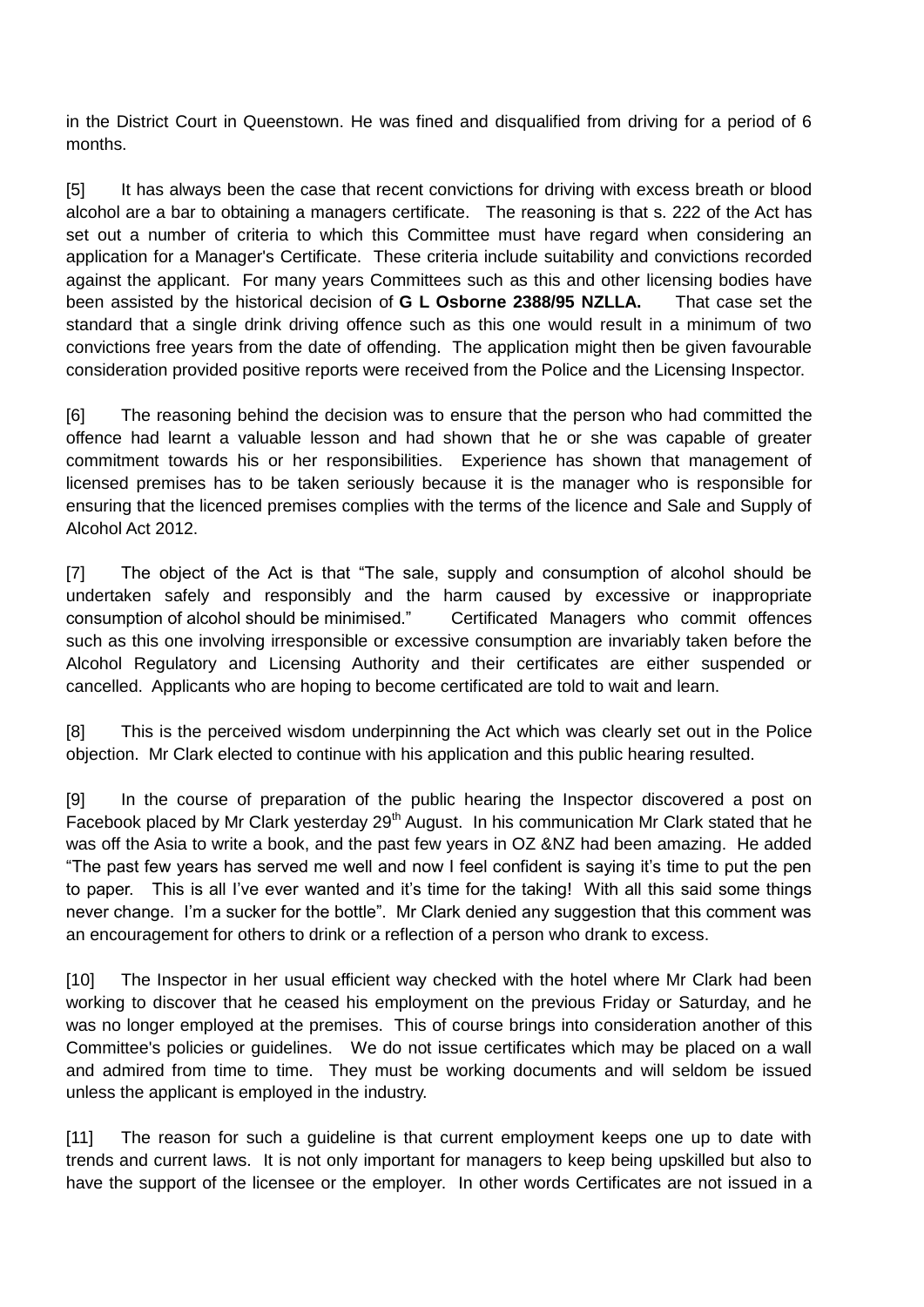in the District Court in Queenstown. He was fined and disqualified from driving for a period of 6 months.

[5] It has always been the case that recent convictions for driving with excess breath or blood alcohol are a bar to obtaining a managers certificate. The reasoning is that s. 222 of the Act has set out a number of criteria to which this Committee must have regard when considering an application for a Manager's Certificate. These criteria include suitability and convictions recorded against the applicant. For many years Committees such as this and other licensing bodies have been assisted by the historical decision of **G L Osborne 2388/95 NZLLA.** That case set the standard that a single drink driving offence such as this one would result in a minimum of two convictions free years from the date of offending. The application might then be given favourable consideration provided positive reports were received from the Police and the Licensing Inspector.

[6] The reasoning behind the decision was to ensure that the person who had committed the offence had learnt a valuable lesson and had shown that he or she was capable of greater commitment towards his or her responsibilities. Experience has shown that management of licensed premises has to be taken seriously because it is the manager who is responsible for ensuring that the licenced premises complies with the terms of the licence and Sale and Supply of Alcohol Act 2012.

[7] The object of the Act is that "The sale, supply and consumption of alcohol should be undertaken safely and responsibly and the harm caused by excessive or inappropriate consumption of alcohol should be minimised." Certificated Managers who commit offences such as this one involving irresponsible or excessive consumption are invariably taken before the Alcohol Regulatory and Licensing Authority and their certificates are either suspended or cancelled. Applicants who are hoping to become certificated are told to wait and learn.

[8] This is the perceived wisdom underpinning the Act which was clearly set out in the Police objection. Mr Clark elected to continue with his application and this public hearing resulted.

[9] In the course of preparation of the public hearing the Inspector discovered a post on Facebook placed by Mr Clark yesterday 29th August. In his communication Mr Clark stated that he was off the Asia to write a book, and the past few years in OZ &NZ had been amazing. He added "The past few years has served me well and now I feel confident is saying it's time to put the pen to paper. This is all I've ever wanted and it's time for the taking! With all this said some things never change. I'm a sucker for the bottle". Mr Clark denied any suggestion that this comment was an encouragement for others to drink or a reflection of a person who drank to excess.

[10] The Inspector in her usual efficient way checked with the hotel where Mr Clark had been working to discover that he ceased his employment on the previous Friday or Saturday, and he was no longer employed at the premises. This of course brings into consideration another of this Committee's policies or guidelines. We do not issue certificates which may be placed on a wall and admired from time to time. They must be working documents and will seldom be issued unless the applicant is employed in the industry.

[11] The reason for such a guideline is that current employment keeps one up to date with trends and current laws. It is not only important for managers to keep being upskilled but also to have the support of the licensee or the employer. In other words Certificates are not issued in a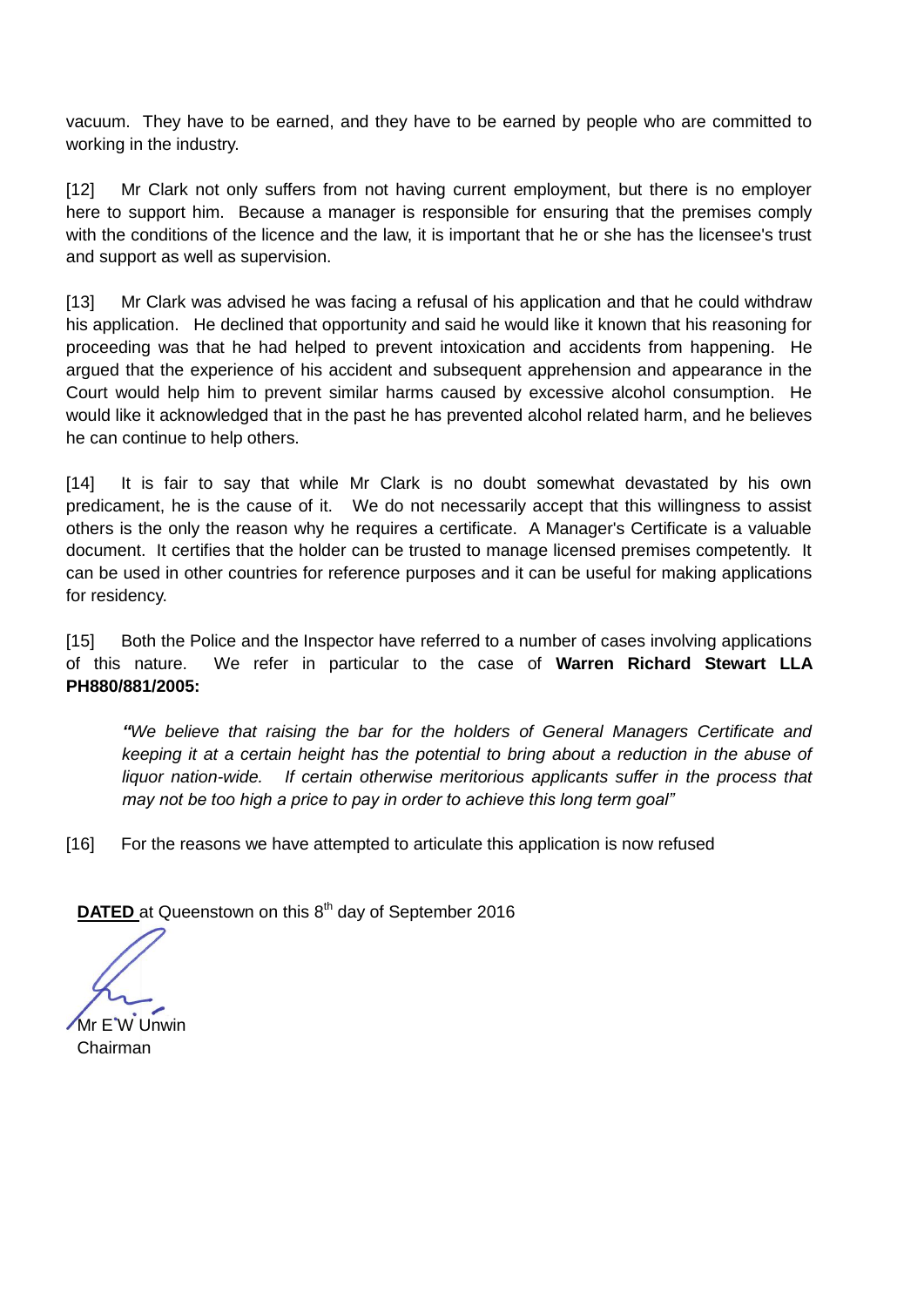vacuum. They have to be earned, and they have to be earned by people who are committed to working in the industry.

[12] Mr Clark not only suffers from not having current employment, but there is no employer here to support him. Because a manager is responsible for ensuring that the premises comply with the conditions of the licence and the law, it is important that he or she has the licensee's trust and support as well as supervision.

[13] Mr Clark was advised he was facing a refusal of his application and that he could withdraw his application. He declined that opportunity and said he would like it known that his reasoning for proceeding was that he had helped to prevent intoxication and accidents from happening. He argued that the experience of his accident and subsequent apprehension and appearance in the Court would help him to prevent similar harms caused by excessive alcohol consumption. He would like it acknowledged that in the past he has prevented alcohol related harm, and he believes he can continue to help others.

[14] It is fair to say that while Mr Clark is no doubt somewhat devastated by his own predicament, he is the cause of it. We do not necessarily accept that this willingness to assist others is the only the reason why he requires a certificate. A Manager's Certificate is a valuable document. It certifies that the holder can be trusted to manage licensed premises competently. It can be used in other countries for reference purposes and it can be useful for making applications for residency.

[15] Both the Police and the Inspector have referred to a number of cases involving applications of this nature. We refer in particular to the case of **Warren Richard Stewart LLA PH880/881/2005:**

> *"We believe that raising the bar for the holders of General Managers Certificate and keeping it at a certain height has the potential to bring about a reduction in the abuse of liquor nation-wide. If certain otherwise meritorious applicants suffer in the process that may not be too high a price to pay in order to achieve this long term goal"*

[16] For the reasons we have attempted to articulate this application is now refused

**DATED** at Queenstown on this 8th day of September 2016

Mr E W Unwin
Chairman